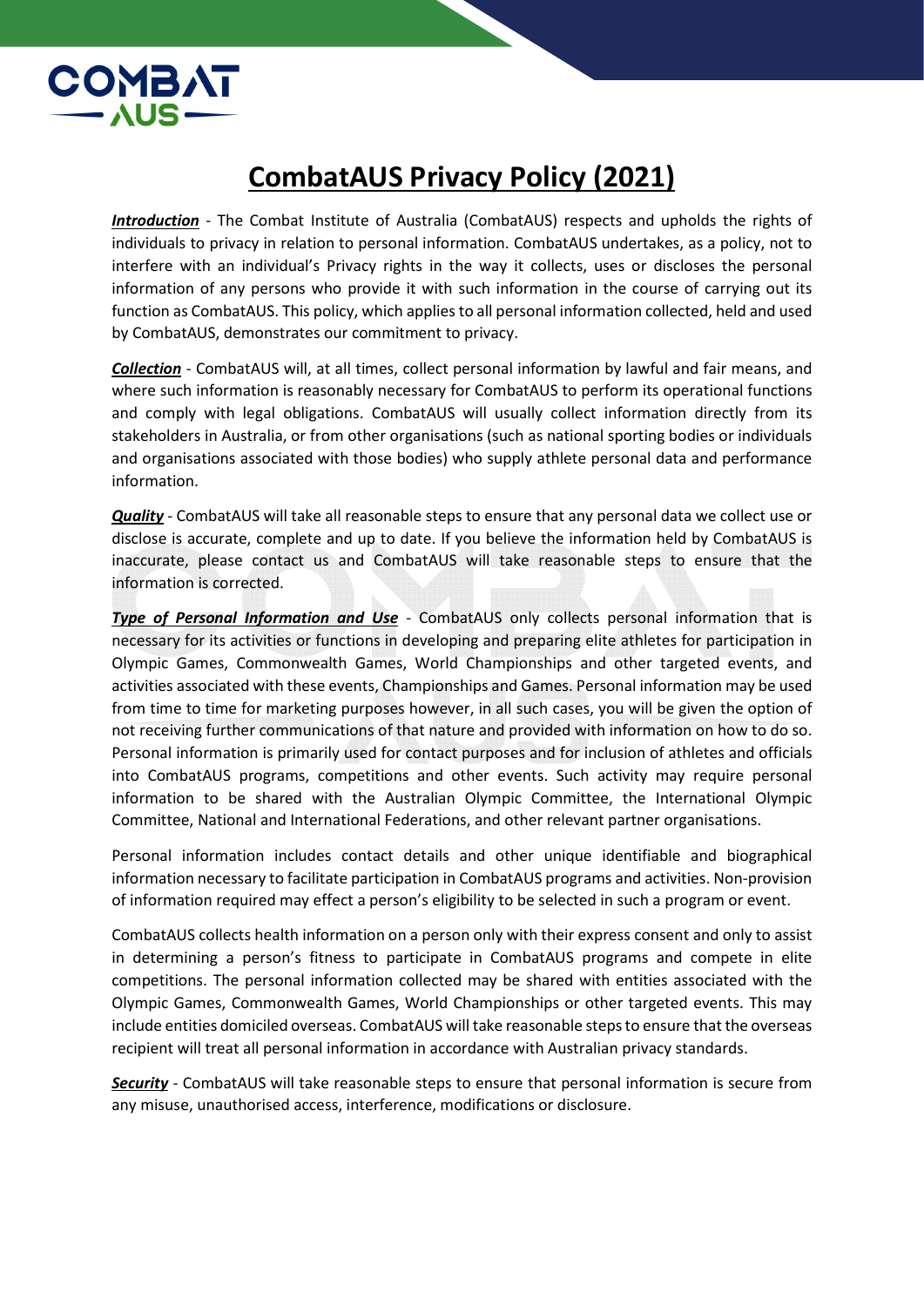# CombatAUS Privacy Policy (2021)

***Introduction*** - The Combat Institute of Australia (CombatAUS) respects and upholds the rights of individuals to privacy in relation to personal information. CombatAUS undertakes, as a policy, not to interfere with an individual's Privacy rights in the way it collects, uses or discloses the personal information of any persons who provide it with such information in the course of carrying out its function as CombatAUS. This policy, which applies to all personal information collected, held and used by CombatAUS, demonstrates our commitment to privacy.

***Collection*** - CombatAUS will, at all times, collect personal information by lawful and fair means, and where such information is reasonably necessary for CombatAUS to perform its operational functions and comply with legal obligations. CombatAUS will usually collect information directly from its stakeholders in Australia, or from other organisations (such as national sporting bodies or individuals and organisations associated with those bodies) who supply athlete personal data and performance information.

***Quality*** - CombatAUS will take all reasonable steps to ensure that any personal data we collect use or disclose is accurate, complete and up to date. If you believe the information held by CombatAUS is inaccurate, please contact us and CombatAUS will take reasonable steps to ensure that the information is corrected.

***Type of Personal Information and Use*** - CombatAUS only collects personal information that is necessary for its activities or functions in developing and preparing elite athletes for participation in Olympic Games, Commonwealth Games, World Championships and other targeted events, and activities associated with these events, Championships and Games. Personal information may be used from time to time for marketing purposes however, in all such cases, you will be given the option of not receiving further communications of that nature and provided with information on how to do so. Personal information is primarily used for contact purposes and for inclusion of athletes and officials into CombatAUS programs, competitions and other events. Such activity may require personal information to be shared with the Australian Olympic Committee, the International Olympic Committee, National and International Federations, and other relevant partner organisations.

Personal information includes contact details and other unique identifiable and biographical information necessary to facilitate participation in CombatAUS programs and activities. Non-provision of information required may effect a person's eligibility to be selected in such a program or event.

CombatAUS collects health information on a person only with their express consent and only to assist in determining a person's fitness to participate in CombatAUS programs and compete in elite competitions. The personal information collected may be shared with entities associated with the Olympic Games, Commonwealth Games, World Championships or other targeted events. This may include entities domiciled overseas. CombatAUS will take reasonable steps to ensure that the overseas recipient will treat all personal information in accordance with Australian privacy standards.

***Security*** - CombatAUS will take reasonable steps to ensure that personal information is secure from any misuse, unauthorised access, interference, modifications or disclosure.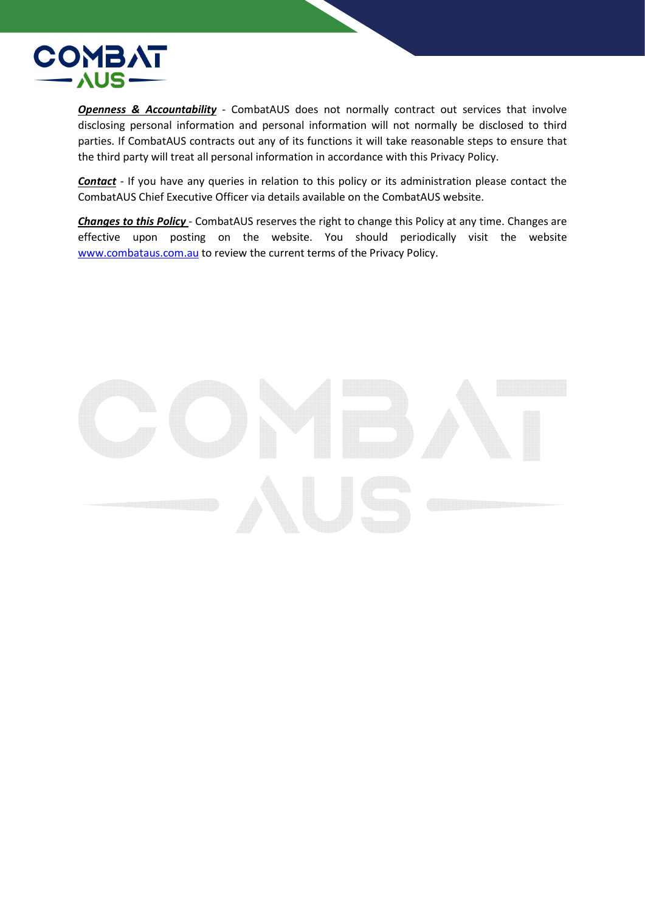***Openness & Accountability*** - CombatAUS does not normally contract out services that involve disclosing personal information and personal information will not normally be disclosed to third parties. If CombatAUS contracts out any of its functions it will take reasonable steps to ensure that the third party will treat all personal information in accordance with this Privacy Policy.

***Contact*** - If you have any queries in relation to this policy or its administration please contact the CombatAUS Chief Executive Officer via details available on the CombatAUS website.

***Changes to this Policy*** - CombatAUS reserves the right to change this Policy at any time. Changes are effective upon posting on the website. You should periodically visit the website www.combataus.com.au to review the current terms of the Privacy Policy.